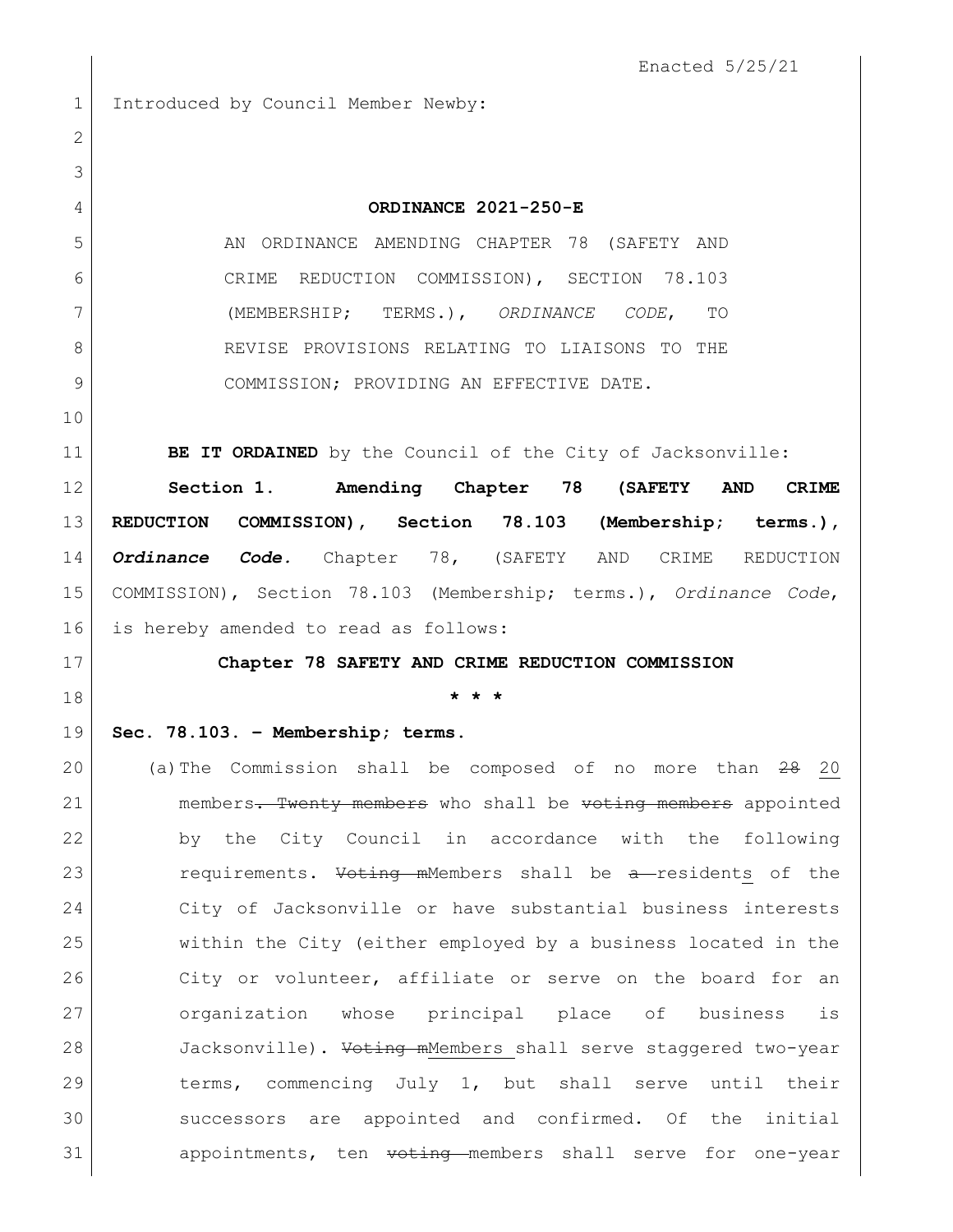Enacted 5/25/21

Introduced by Council Member Newby:

**ORDINANCE 2021-250-E**

AN ORDINANCE AMENDING CHAPTER 78 (SAFETY AND CRIME REDUCTION COMMISSION), SECTION 78.103 (MEMBERSHIP; TERMS.), *ORDINANCE CODE*, TO REVISE PROVISIONS RELATING TO LIAISONS TO THE COMMISSION; PROVIDING AN EFFECTIVE DATE.

**BE IT ORDAINED** by the Council of the City of Jacksonville:

**Section 1. Amending Chapter 78 (SAFETY AND CRIME REDUCTION COMMISSION), Section 78.103 (Membership; terms.), *Ordinance Code*.** Chapter 78, (SAFETY AND CRIME REDUCTION COMMISSION), Section 78.103 (Membership; terms.), *Ordinance Code*, is hereby amended to read as follows:

**Chapter 78 SAFETY AND CRIME REDUCTION COMMISSION**

**\* \* \***

**Sec. 78.103. – Membership; terms.**

(a) The Commission shall be composed of no more than ~~28~~ <u>20</u> members~~. Twenty members~~ who shall be ~~voting members~~ appointed by the City Council in accordance with the following requirements. ~~Voting m~~<u>M</u>embers shall be ~~a~~ resident<u>s</u> of the City of Jacksonville or have substantial business interests within the City (either employed by a business located in the City or volunteer, affiliate or serve on the board for an organization whose principal place of business is Jacksonville). ~~Voting m~~<u>M</u>embers shall serve staggered two-year terms, commencing July 1, but shall serve until their successors are appointed and confirmed. Of the initial appointments, ten ~~voting~~ members shall serve for one-year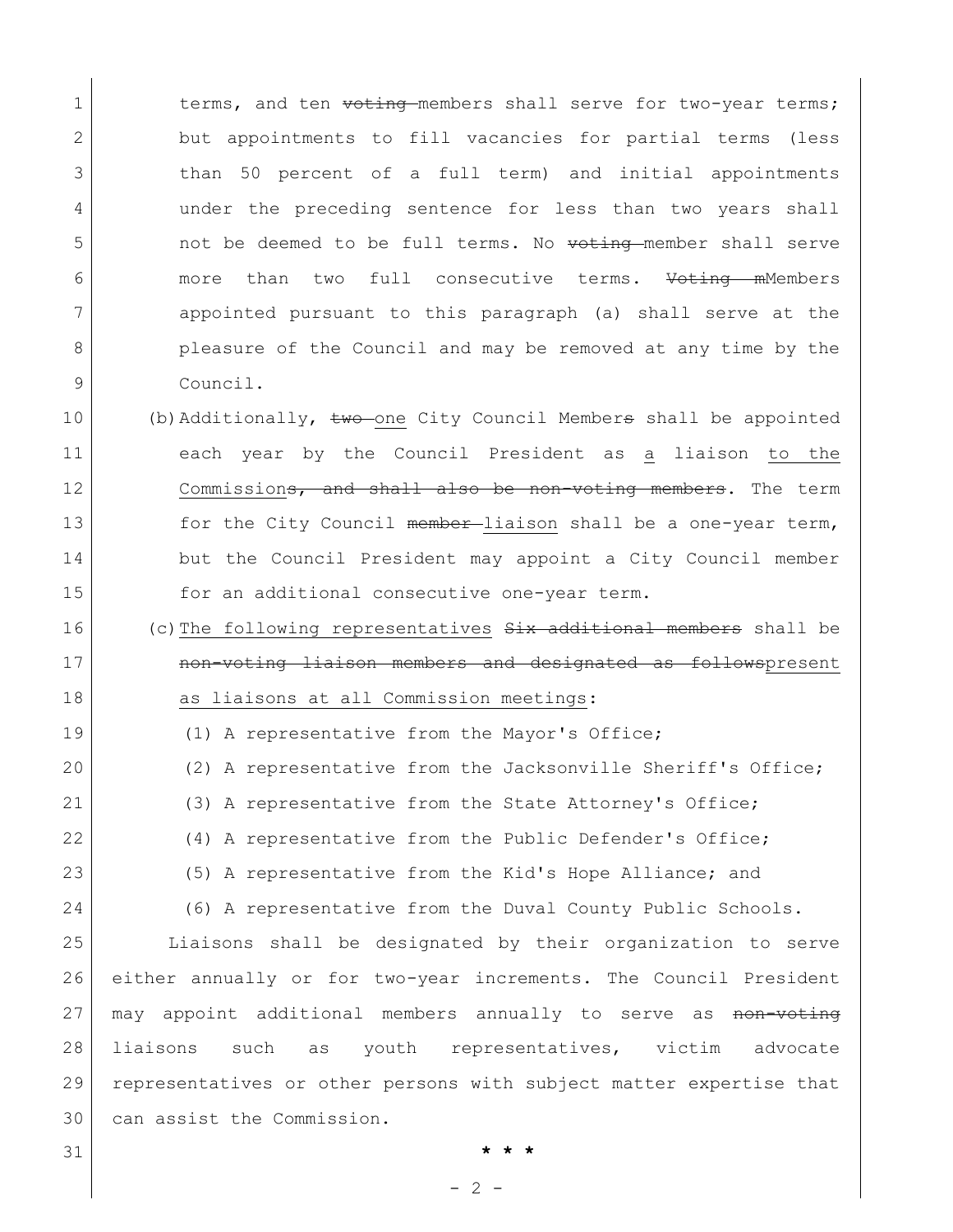terms, and ten ~~voting~~ members shall serve for two-year terms; but appointments to fill vacancies for partial terms (less than 50 percent of a full term) and initial appointments under the preceding sentence for less than two years shall not be deemed to be full terms. No ~~voting~~ member shall serve more than two full consecutive terms. ~~Voting m~~Members appointed pursuant to this paragraph (a) shall serve at the pleasure of the Council and may be removed at any time by the Council.

(b) Additionally, ~~two~~ <u>one</u> City Council Member~~s~~ shall be appointed each year by the Council President as <u>a</u> liaison <u>to the Commission</u>~~s, and shall also be non-voting members~~. The term for the City Council ~~member~~ <u>liaison</u> shall be a one-year term, but the Council President may appoint a City Council member for an additional consecutive one-year term.

(c) <u>The following representatives</u> ~~Six additional members~~ shall be ~~non-voting liaison members and designated as follows~~<u>present as liaisons at all Commission meetings</u>:

(1) A representative from the Mayor's Office;

(2) A representative from the Jacksonville Sheriff's Office;

(3) A representative from the State Attorney's Office;

(4) A representative from the Public Defender's Office;

(5) A representative from the Kid's Hope Alliance; and

(6) A representative from the Duval County Public Schools.

Liaisons shall be designated by their organization to serve either annually or for two-year increments. The Council President may appoint additional members annually to serve as ~~non-voting~~ liaisons such as youth representatives, victim advocate representatives or other persons with subject matter expertise that can assist the Commission.

\* \* \*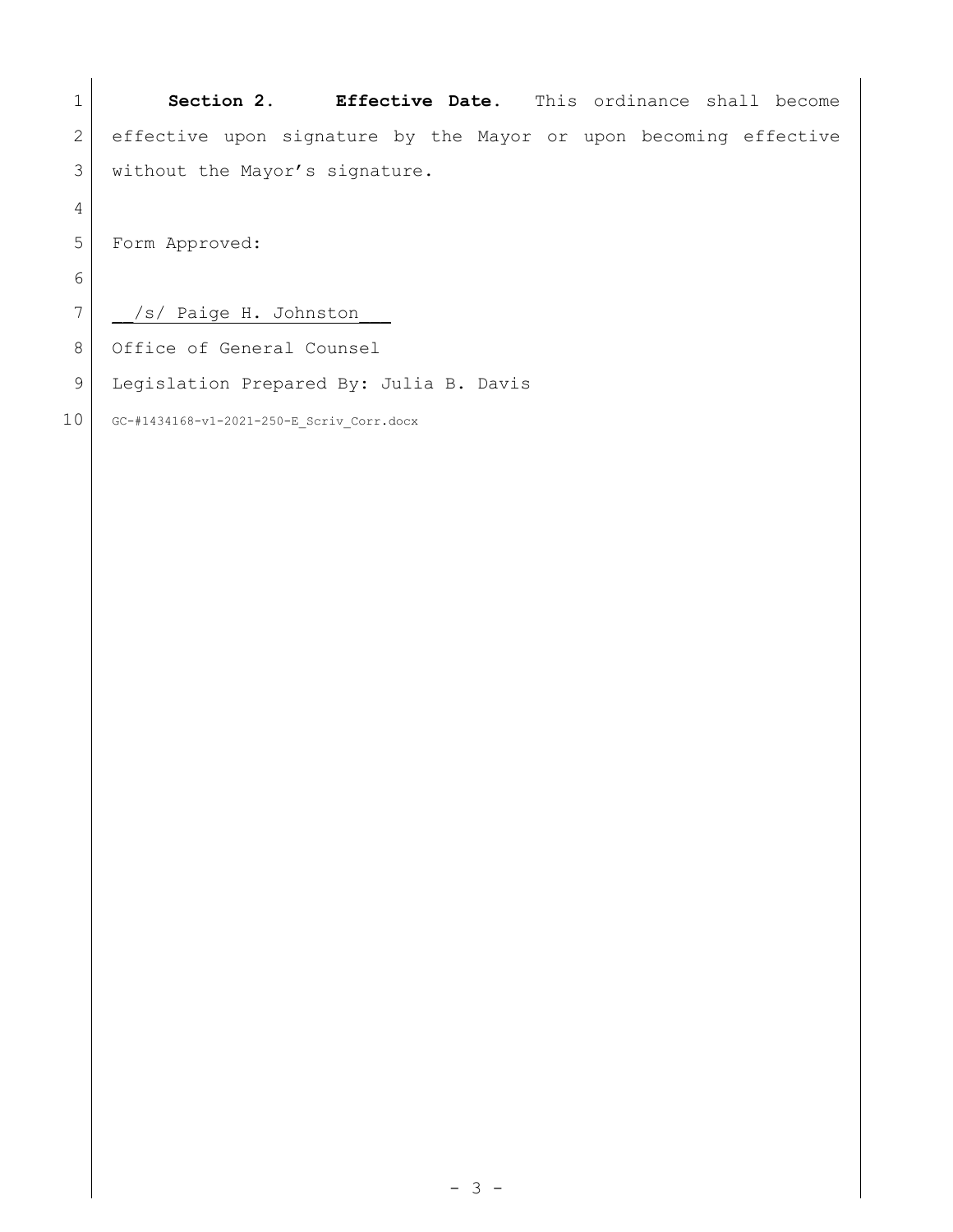**Section 2. Effective Date.** This ordinance shall become effective upon signature by the Mayor or upon becoming effective without the Mayor's signature.

Form Approved:

__/s/ Paige H. Johnston___

Office of General Counsel

Legislation Prepared By: Julia B. Davis

GC-#1434168-v1-2021-250-E_Scriv_Corr.docx